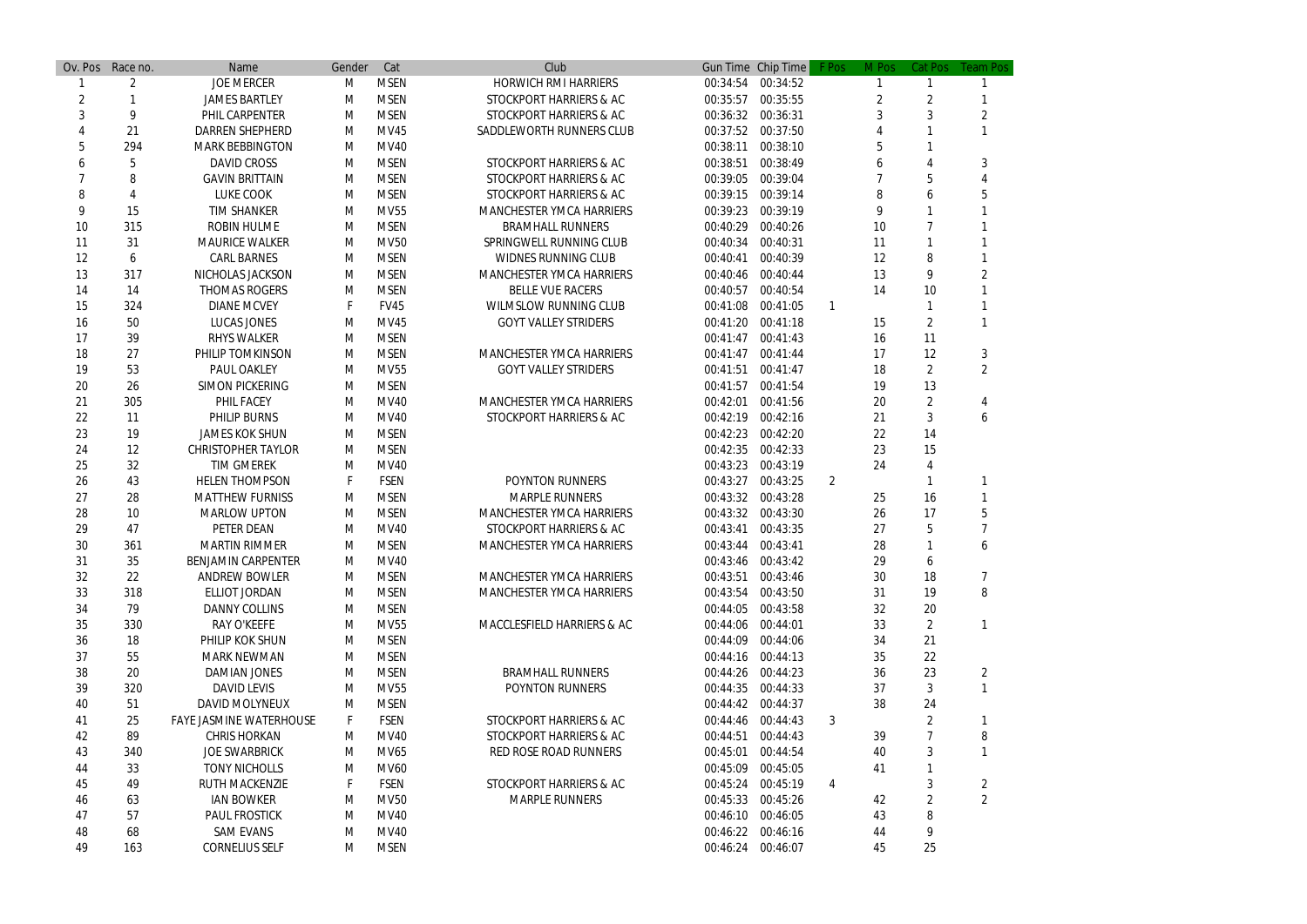| Ov. Pos | Race no. | Name | Gender | Cat | Club | Gun Time | Chip Time | F Pos | M Pos | Cat Pos | Team Pos |
|---|---|---|---|---|---|---|---|---|---|---|---|
| 1 | 2 | JOE MERCER | M | MSEN | HORWICH RMI HARRIERS | 00:34:54 | 00:34:52 | | 1 | 1 | 1 |
| 2 | 1 | JAMES BARTLEY | M | MSEN | STOCKPORT HARRIERS & AC | 00:35:57 | 00:35:55 | | 2 | 2 | 1 |
| 3 | 9 | PHIL CARPENTER | M | MSEN | STOCKPORT HARRIERS & AC | 00:36:32 | 00:36:31 | | 3 | 3 | 2 |
| 4 | 21 | DARREN SHEPHERD | M | MV45 | SADDLEWORTH RUNNERS CLUB | 00:37:52 | 00:37:50 | | 4 | 1 | 1 |
| 5 | 294 | MARK BEBBINGTON | M | MV40 | | 00:38:11 | 00:38:10 | | 5 | 1 | |
| 6 | 5 | DAVID CROSS | M | MSEN | STOCKPORT HARRIERS & AC | 00:38:51 | 00:38:49 | | 6 | 4 | 3 |
| 7 | 8 | GAVIN BRITTAIN | M | MSEN | STOCKPORT HARRIERS & AC | 00:39:05 | 00:39:04 | | 7 | 5 | 4 |
| 8 | 4 | LUKE COOK | M | MSEN | STOCKPORT HARRIERS & AC | 00:39:15 | 00:39:14 | | 8 | 6 | 5 |
| 9 | 15 | TIM SHANKER | M | MV55 | MANCHESTER YMCA HARRIERS | 00:39:23 | 00:39:19 | | 9 | 1 | 1 |
| 10 | 315 | ROBIN HULME | M | MSEN | BRAMHALL RUNNERS | 00:40:29 | 00:40:26 | | 10 | 7 | 1 |
| 11 | 31 | MAURICE WALKER | M | MV50 | SPRINGWELL RUNNING CLUB | 00:40:34 | 00:40:31 | | 11 | 1 | 1 |
| 12 | 6 | CARL BARNES | M | MSEN | WIDNES RUNNING CLUB | 00:40:41 | 00:40:39 | | 12 | 8 | 1 |
| 13 | 317 | NICHOLAS JACKSON | M | MSEN | MANCHESTER YMCA HARRIERS | 00:40:46 | 00:40:44 | | 13 | 9 | 2 |
| 14 | 14 | THOMAS ROGERS | M | MSEN | BELLE VUE RACERS | 00:40:57 | 00:40:54 | | 14 | 10 | 1 |
| 15 | 324 | DIANE MCVEY | F | FV45 | WILMSLOW RUNNING CLUB | 00:41:08 | 00:41:05 | 1 | | 1 | 1 |
| 16 | 50 | LUCAS JONES | M | MV45 | GOYT VALLEY STRIDERS | 00:41:20 | 00:41:18 | | 15 | 2 | 1 |
| 17 | 39 | RHYS WALKER | M | MSEN | | 00:41:47 | 00:41:43 | | 16 | 11 | |
| 18 | 27 | PHILIP TOMKINSON | M | MSEN | MANCHESTER YMCA HARRIERS | 00:41:47 | 00:41:44 | | 17 | 12 | 3 |
| 19 | 53 | PAUL OAKLEY | M | MV55 | GOYT VALLEY STRIDERS | 00:41:51 | 00:41:47 | | 18 | 2 | 2 |
| 20 | 26 | SIMON PICKERING | M | MSEN | | 00:41:57 | 00:41:54 | | 19 | 13 | |
| 21 | 305 | PHIL FACEY | M | MV40 | MANCHESTER YMCA HARRIERS | 00:42:01 | 00:41:56 | | 20 | 2 | 4 |
| 22 | 11 | PHILIP BURNS | M | MV40 | STOCKPORT HARRIERS & AC | 00:42:19 | 00:42:16 | | 21 | 3 | 6 |
| 23 | 19 | JAMES KOK SHUN | M | MSEN | | 00:42:23 | 00:42:20 | | 22 | 14 | |
| 24 | 12 | CHRISTOPHER TAYLOR | M | MSEN | | 00:42:35 | 00:42:33 | | 23 | 15 | |
| 25 | 32 | TIM GMEREK | M | MV40 | | 00:43:23 | 00:43:19 | | 24 | 4 | |
| 26 | 43 | HELEN THOMPSON | F | FSEN | POYNTON RUNNERS | 00:43:27 | 00:43:25 | 2 | | 1 | 1 |
| 27 | 28 | MATTHEW FURNISS | M | MSEN | MARPLE RUNNERS | 00:43:32 | 00:43:28 | | 25 | 16 | 1 |
| 28 | 10 | MARLOW UPTON | M | MSEN | MANCHESTER YMCA HARRIERS | 00:43:32 | 00:43:30 | | 26 | 17 | 5 |
| 29 | 47 | PETER DEAN | M | MV40 | STOCKPORT HARRIERS & AC | 00:43:41 | 00:43:35 | | 27 | 5 | 7 |
| 30 | 361 | MARTIN RIMMER | M | MSEN | MANCHESTER YMCA HARRIERS | 00:43:44 | 00:43:41 | | 28 | 1 | 6 |
| 31 | 35 | BENJAMIN CARPENTER | M | MV40 | | 00:43:46 | 00:43:42 | | 29 | 6 | |
| 32 | 22 | ANDREW BOWLER | M | MSEN | MANCHESTER YMCA HARRIERS | 00:43:51 | 00:43:46 | | 30 | 18 | 7 |
| 33 | 318 | ELLIOT JORDAN | M | MSEN | MANCHESTER YMCA HARRIERS | 00:43:54 | 00:43:50 | | 31 | 19 | 8 |
| 34 | 79 | DANNY COLLINS | M | MSEN | | 00:44:05 | 00:43:58 | | 32 | 20 | |
| 35 | 330 | RAY O'KEEFE | M | MV55 | MACCLESFIELD HARRIERS & AC | 00:44:06 | 00:44:01 | | 33 | 2 | 1 |
| 36 | 18 | PHILIP KOK SHUN | M | MSEN | | 00:44:09 | 00:44:06 | | 34 | 21 | |
| 37 | 55 | MARK NEWMAN | M | MSEN | | 00:44:16 | 00:44:13 | | 35 | 22 | |
| 38 | 20 | DAMIAN JONES | M | MSEN | BRAMHALL RUNNERS | 00:44:26 | 00:44:23 | | 36 | 23 | 2 |
| 39 | 320 | DAVID LEVIS | M | MV55 | POYNTON RUNNERS | 00:44:35 | 00:44:33 | | 37 | 3 | 1 |
| 40 | 51 | DAVID MOLYNEUX | M | MSEN | | 00:44:42 | 00:44:37 | | 38 | 24 | |
| 41 | 25 | FAYE JASMINE WATERHOUSE | F | FSEN | STOCKPORT HARRIERS & AC | 00:44:46 | 00:44:43 | 3 | | 2 | 1 |
| 42 | 89 | CHRIS HORKAN | M | MV40 | STOCKPORT HARRIERS & AC | 00:44:51 | 00:44:43 | | 39 | 7 | 8 |
| 43 | 340 | JOE SWARBRICK | M | MV65 | RED ROSE ROAD RUNNERS | 00:45:01 | 00:44:54 | | 40 | 3 | 1 |
| 44 | 33 | TONY NICHOLLS | M | MV60 | | 00:45:09 | 00:45:05 | | 41 | 1 | |
| 45 | 49 | RUTH MACKENZIE | F | FSEN | STOCKPORT HARRIERS & AC | 00:45:24 | 00:45:19 | 4 | | 3 | 2 |
| 46 | 63 | IAN BOWKER | M | MV50 | MARPLE RUNNERS | 00:45:33 | 00:45:26 | | 42 | 2 | 2 |
| 47 | 57 | PAUL FROSTICK | M | MV40 | | 00:46:10 | 00:46:05 | | 43 | 8 | |
| 48 | 68 | SAM EVANS | M | MV40 | | 00:46:22 | 00:46:16 | | 44 | 9 | |
| 49 | 163 | CORNELIUS SELF | M | MSEN | | 00:46:24 | 00:46:07 | | 45 | 25 | |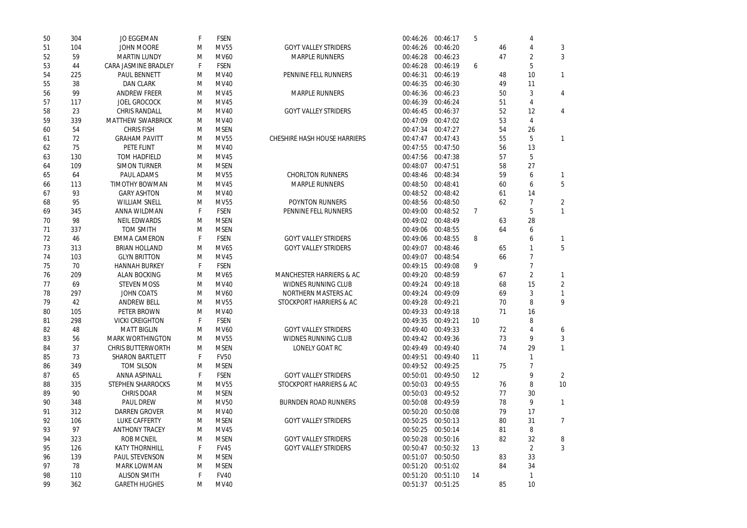| | | | | | | | | | | | |
|---|---|---|---|---|---|---|---|---|---|---|---|
| 50 | 304 | JO EGGEMAN | F | FSEN | | 00:46:26 | 00:46:17 | 5 | | 4 | |
| 51 | 104 | JOHN MOORE | M | MV55 | GOYT VALLEY STRIDERS | 00:46:26 | 00:46:20 | | 46 | 4 | 3 |
| 52 | 59 | MARTIN LUNDY | M | MV60 | MARPLE RUNNERS | 00:46:28 | 00:46:23 | | 47 | 2 | 3 |
| 53 | 44 | CARA JASMINE BRADLEY | F | FSEN | | 00:46:28 | 00:46:19 | 6 | | 5 | |
| 54 | 225 | PAUL BENNETT | M | MV40 | PENNINE FELL RUNNERS | 00:46:31 | 00:46:19 | | 48 | 10 | 1 |
| 55 | 38 | DAN CLARK | M | MV40 | | 00:46:35 | 00:46:30 | | 49 | 11 | |
| 56 | 99 | ANDREW FREER | M | MV45 | MARPLE RUNNERS | 00:46:36 | 00:46:23 | | 50 | 3 | 4 |
| 57 | 117 | JOEL GROCOCK | M | MV45 | | 00:46:39 | 00:46:24 | | 51 | 4 | |
| 58 | 23 | CHRIS RANDALL | M | MV40 | GOYT VALLEY STRIDERS | 00:46:45 | 00:46:37 | | 52 | 12 | 4 |
| 59 | 339 | MATTHEW SWARBRICK | M | MV40 | | 00:47:09 | 00:47:02 | | 53 | 4 | |
| 60 | 54 | CHRIS FISH | M | MSEN | | 00:47:34 | 00:47:27 | | 54 | 26 | |
| 61 | 72 | GRAHAM PAVITT | M | MV55 | CHESHIRE HASH HOUSE HARRIERS | 00:47:47 | 00:47:43 | | 55 | 5 | 1 |
| 62 | 75 | PETE FLINT | M | MV40 | | 00:47:55 | 00:47:50 | | 56 | 13 | |
| 63 | 130 | TOM HADFIELD | M | MV45 | | 00:47:56 | 00:47:38 | | 57 | 5 | |
| 64 | 109 | SIMON TURNER | M | MSEN | | 00:48:07 | 00:47:51 | | 58 | 27 | |
| 65 | 64 | PAUL ADAMS | M | MV55 | CHORLTON RUNNERS | 00:48:46 | 00:48:34 | | 59 | 6 | 1 |
| 66 | 113 | TIMOTHY BOWMAN | M | MV45 | MARPLE RUNNERS | 00:48:50 | 00:48:41 | | 60 | 6 | 5 |
| 67 | 93 | GARY ASHTON | M | MV40 | | 00:48:52 | 00:48:42 | | 61 | 14 | |
| 68 | 95 | WILLIAM SNELL | M | MV55 | POYNTON RUNNERS | 00:48:56 | 00:48:50 | | 62 | 7 | 2 |
| 69 | 345 | ANNA WILDMAN | F | FSEN | PENNINE FELL RUNNERS | 00:49:00 | 00:48:52 | 7 | | 5 | 1 |
| 70 | 98 | NEIL EDWARDS | M | MSEN | | 00:49:02 | 00:48:49 | | 63 | 28 | |
| 71 | 337 | TOM SMITH | M | MSEN | | 00:49:06 | 00:48:55 | | 64 | 6 | |
| 72 | 46 | EMMA CAMERON | F | FSEN | GOYT VALLEY STRIDERS | 00:49:06 | 00:48:55 | 8 | | 6 | 1 |
| 73 | 313 | BRIAN HOLLAND | M | MV65 | GOYT VALLEY STRIDERS | 00:49:07 | 00:48:46 | | 65 | 1 | 5 |
| 74 | 103 | GLYN BRITTON | M | MV45 | | 00:49:07 | 00:48:54 | | 66 | 7 | |
| 75 | 70 | HANNAH BURKEY | F | FSEN | | 00:49:15 | 00:49:08 | 9 | | 7 | |
| 76 | 209 | ALAN BOCKING | M | MV65 | MANCHESTER HARRIERS & AC | 00:49:20 | 00:48:59 | | 67 | 2 | 1 |
| 77 | 69 | STEVEN MOSS | M | MV40 | WIDNES RUNNING CLUB | 00:49:24 | 00:49:18 | | 68 | 15 | 2 |
| 78 | 297 | JOHN COATS | M | MV60 | NORTHERN MASTERS AC | 00:49:24 | 00:49:09 | | 69 | 3 | 1 |
| 79 | 42 | ANDREW BELL | M | MV55 | STOCKPORT HARRIERS & AC | 00:49:28 | 00:49:21 | | 70 | 8 | 9 |
| 80 | 105 | PETER BROWN | M | MV40 | | 00:49:33 | 00:49:18 | | 71 | 16 | |
| 81 | 298 | VICKI CREIGHTON | F | FSEN | | 00:49:35 | 00:49:21 | 10 | | 8 | |
| 82 | 48 | MATT BIGLIN | M | MV60 | GOYT VALLEY STRIDERS | 00:49:40 | 00:49:33 | | 72 | 4 | 6 |
| 83 | 56 | MARK WORTHINGTON | M | MV55 | WIDNES RUNNING CLUB | 00:49:42 | 00:49:36 | | 73 | 9 | 3 |
| 84 | 37 | CHRIS BUTTERWORTH | M | MSEN | LONELY GOAT RC | 00:49:49 | 00:49:40 | | 74 | 29 | 1 |
| 85 | 73 | SHARON BARTLETT | F | FV50 | | 00:49:51 | 00:49:40 | 11 | | 1 | |
| 86 | 349 | TOM SILSON | M | MSEN | | 00:49:52 | 00:49:25 | | 75 | 7 | |
| 87 | 65 | ANNA ASPINALL | F | FSEN | GOYT VALLEY STRIDERS | 00:50:01 | 00:49:50 | 12 | | 9 | 2 |
| 88 | 335 | STEPHEN SHARROCKS | M | MV55 | STOCKPORT HARRIERS & AC | 00:50:03 | 00:49:55 | | 76 | 8 | 10 |
| 89 | 90 | CHRIS DOAR | M | MSEN | | 00:50:03 | 00:49:52 | | 77 | 30 | |
| 90 | 348 | PAUL DREW | M | MV50 | BURNDEN ROAD RUNNERS | 00:50:08 | 00:49:59 | | 78 | 9 | 1 |
| 91 | 312 | DARREN GROVER | M | MV40 | | 00:50:20 | 00:50:08 | | 79 | 17 | |
| 92 | 106 | LUKE CAFFERTY | M | MSEN | GOYT VALLEY STRIDERS | 00:50:25 | 00:50:13 | | 80 | 31 | 7 |
| 93 | 97 | ANTHONY TRACEY | M | MV45 | | 00:50:25 | 00:50:14 | | 81 | 8 | |
| 94 | 323 | ROB MCNEIL | M | MSEN | GOYT VALLEY STRIDERS | 00:50:28 | 00:50:16 | | 82 | 32 | 8 |
| 95 | 126 | KATY THORNHILL | F | FV45 | GOYT VALLEY STRIDERS | 00:50:47 | 00:50:32 | 13 | | 2 | 3 |
| 96 | 139 | PAUL STEVENSON | M | MSEN | | 00:51:07 | 00:50:50 | | 83 | 33 | |
| 97 | 78 | MARK LOWMAN | M | MSEN | | 00:51:20 | 00:51:02 | | 84 | 34 | |
| 98 | 110 | ALISON SMITH | F | FV40 | | 00:51:20 | 00:51:10 | 14 | | 1 | |
| 99 | 362 | GARETH HUGHES | M | MV40 | | 00:51:37 | 00:51:25 | | 85 | 10 | |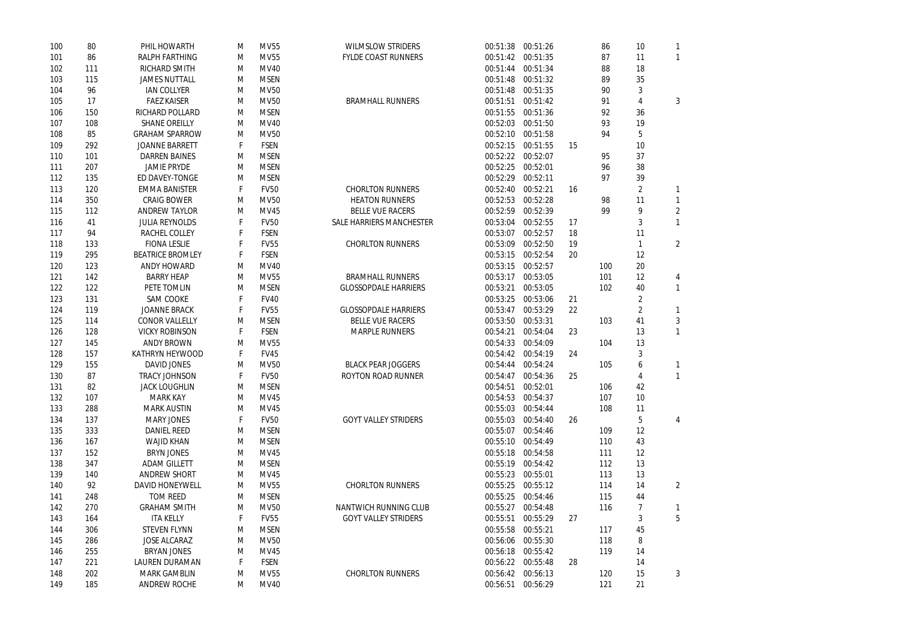| | | | | | | | | | | | |
|---|---|---|---|---|---|---|---|---|---|---|---|
| 100 | 80 | PHIL HOWARTH | M | MV55 | WILMSLOW STRIDERS | 00:51:38 | 00:51:26 | | 86 | 10 | 1 |
| 101 | 86 | RALPH FARTHING | M | MV55 | FYLDE COAST RUNNERS | 00:51:42 | 00:51:35 | | 87 | 11 | 1 |
| 102 | 111 | RICHARD SMITH | M | MV40 | | 00:51:44 | 00:51:34 | | 88 | 18 | |
| 103 | 115 | JAMES NUTTALL | M | MSEN | | 00:51:48 | 00:51:32 | | 89 | 35 | |
| 104 | 96 | IAN COLLYER | M | MV50 | | 00:51:48 | 00:51:35 | | 90 | 3 | |
| 105 | 17 | FAEZ KAISER | M | MV50 | BRAMHALL RUNNERS | 00:51:51 | 00:51:42 | | 91 | 4 | 3 |
| 106 | 150 | RICHARD POLLARD | M | MSEN | | 00:51:55 | 00:51:36 | | 92 | 36 | |
| 107 | 108 | SHANE OREILLY | M | MV40 | | 00:52:03 | 00:51:50 | | 93 | 19 | |
| 108 | 85 | GRAHAM SPARROW | M | MV50 | | 00:52:10 | 00:51:58 | | 94 | 5 | |
| 109 | 292 | JOANNE BARRETT | F | FSEN | | 00:52:15 | 00:51:55 | 15 | | 10 | |
| 110 | 101 | DARREN BAINES | M | MSEN | | 00:52:22 | 00:52:07 | | 95 | 37 | |
| 111 | 207 | JAMIE PRYDE | M | MSEN | | 00:52:25 | 00:52:01 | | 96 | 38 | |
| 112 | 135 | ED DAVEY-TONGE | M | MSEN | | 00:52:29 | 00:52:11 | | 97 | 39 | |
| 113 | 120 | EMMA BANISTER | F | FV50 | CHORLTON RUNNERS | 00:52:40 | 00:52:21 | 16 | | 2 | 1 |
| 114 | 350 | CRAIG BOWER | M | MV50 | HEATON RUNNERS | 00:52:53 | 00:52:28 | | 98 | 11 | 1 |
| 115 | 112 | ANDREW TAYLOR | M | MV45 | BELLE VUE RACERS | 00:52:59 | 00:52:39 | | 99 | 9 | 2 |
| 116 | 41 | JULIA REYNOLDS | F | FV50 | SALE HARRIERS MANCHESTER | 00:53:04 | 00:52:55 | 17 | | 3 | 1 |
| 117 | 94 | RACHEL COLLEY | F | FSEN | | 00:53:07 | 00:52:57 | 18 | | 11 | |
| 118 | 133 | FIONA LESLIE | F | FV55 | CHORLTON RUNNERS | 00:53:09 | 00:52:50 | 19 | | 1 | 2 |
| 119 | 295 | BEATRICE BROMLEY | F | FSEN | | 00:53:15 | 00:52:54 | 20 | | 12 | |
| 120 | 123 | ANDY HOWARD | M | MV40 | | 00:53:15 | 00:52:57 | | 100 | 20 | |
| 121 | 142 | BARRY HEAP | M | MV55 | BRAMHALL RUNNERS | 00:53:17 | 00:53:05 | | 101 | 12 | 4 |
| 122 | 122 | PETE TOMLIN | M | MSEN | GLOSSOPDALE HARRIERS | 00:53:21 | 00:53:05 | | 102 | 40 | 1 |
| 123 | 131 | SAM COOKE | F | FV40 | | 00:53:25 | 00:53:06 | 21 | | 2 | |
| 124 | 119 | JOANNE BRACK | F | FV55 | GLOSSOPDALE HARRIERS | 00:53:47 | 00:53:29 | 22 | | 2 | 1 |
| 125 | 114 | CONOR VALLELLY | M | MSEN | BELLE VUE RACERS | 00:53:50 | 00:53:31 | | 103 | 41 | 3 |
| 126 | 128 | VICKY ROBINSON | F | FSEN | MARPLE RUNNERS | 00:54:21 | 00:54:04 | 23 | | 13 | 1 |
| 127 | 145 | ANDY BROWN | M | MV55 | | 00:54:33 | 00:54:09 | | 104 | 13 | |
| 128 | 157 | KATHRYN HEYWOOD | F | FV45 | | 00:54:42 | 00:54:19 | 24 | | 3 | |
| 129 | 155 | DAVID JONES | M | MV50 | BLACK PEAR JOGGERS | 00:54:44 | 00:54:24 | | 105 | 6 | 1 |
| 130 | 87 | TRACY JOHNSON | F | FV50 | ROYTON ROAD RUNNER | 00:54:47 | 00:54:36 | 25 | | 4 | 1 |
| 131 | 82 | JACK LOUGHLIN | M | MSEN | | 00:54:51 | 00:52:01 | | 106 | 42 | |
| 132 | 107 | MARK KAY | M | MV45 | | 00:54:53 | 00:54:37 | | 107 | 10 | |
| 133 | 288 | MARK AUSTIN | M | MV45 | | 00:55:03 | 00:54:44 | | 108 | 11 | |
| 134 | 137 | MARY JONES | F | FV50 | GOYT VALLEY STRIDERS | 00:55:03 | 00:54:40 | 26 | | 5 | 4 |
| 135 | 333 | DANIEL REED | M | MSEN | | 00:55:07 | 00:54:46 | | 109 | 12 | |
| 136 | 167 | WAJID KHAN | M | MSEN | | 00:55:10 | 00:54:49 | | 110 | 43 | |
| 137 | 152 | BRYN JONES | M | MV45 | | 00:55:18 | 00:54:58 | | 111 | 12 | |
| 138 | 347 | ADAM GILLETT | M | MSEN | | 00:55:19 | 00:54:42 | | 112 | 13 | |
| 139 | 140 | ANDREW SHORT | M | MV45 | | 00:55:23 | 00:55:01 | | 113 | 13 | |
| 140 | 92 | DAVID HONEYWELL | M | MV55 | CHORLTON RUNNERS | 00:55:25 | 00:55:12 | | 114 | 14 | 2 |
| 141 | 248 | TOM REED | M | MSEN | | 00:55:25 | 00:54:46 | | 115 | 44 | |
| 142 | 270 | GRAHAM SMITH | M | MV50 | NANTWICH RUNNING CLUB | 00:55:27 | 00:54:48 | | 116 | 7 | 1 |
| 143 | 164 | ITA KELLY | F | FV55 | GOYT VALLEY STRIDERS | 00:55:51 | 00:55:29 | 27 | | 3 | 5 |
| 144 | 306 | STEVEN FLYNN | M | MSEN | | 00:55:58 | 00:55:21 | | 117 | 45 | |
| 145 | 286 | JOSE ALCARAZ | M | MV50 | | 00:56:06 | 00:55:30 | | 118 | 8 | |
| 146 | 255 | BRYAN JONES | M | MV45 | | 00:56:18 | 00:55:42 | | 119 | 14 | |
| 147 | 221 | LAUREN DURAMAN | F | FSEN | | 00:56:22 | 00:55:48 | 28 | | 14 | |
| 148 | 202 | MARK GAMBLIN | M | MV55 | CHORLTON RUNNERS | 00:56:42 | 00:56:13 | | 120 | 15 | 3 |
| 149 | 185 | ANDREW ROCHE | M | MV40 | | 00:56:51 | 00:56:29 | | 121 | 21 | |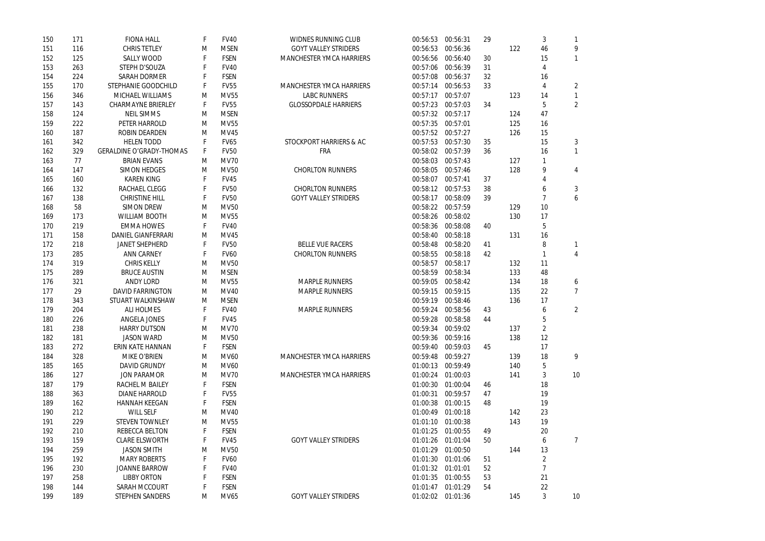| | | | | | | | | | | | |
|---|---|---|---|---|---|---|---|---|---|---|---|
| 150 | 171 | FIONA HALL | F | FV40 | WIDNES RUNNING CLUB | 00:56:53 | 00:56:31 | 29 | | 3 | 1 |
| 151 | 116 | CHRIS TETLEY | M | MSEN | GOYT VALLEY STRIDERS | 00:56:53 | 00:56:36 | | 122 | 46 | 9 |
| 152 | 125 | SALLY WOOD | F | FSEN | MANCHESTER YMCA HARRIERS | 00:56:56 | 00:56:40 | 30 | | 15 | 1 |
| 153 | 263 | STEPH D'SOUZA | F | FV40 | | 00:57:06 | 00:56:39 | 31 | | 4 | |
| 154 | 224 | SARAH DORMER | F | FSEN | | 00:57:08 | 00:56:37 | 32 | | 16 | |
| 155 | 170 | STEPHANIE GOODCHILD | F | FV55 | MANCHESTER YMCA HARRIERS | 00:57:14 | 00:56:53 | 33 | | 4 | 2 |
| 156 | 346 | MICHAEL WILLIAMS | M | MV55 | LABC RUNNERS | 00:57:17 | 00:57:07 | | 123 | 14 | 1 |
| 157 | 143 | CHARMAYNE BRIERLEY | F | FV55 | GLOSSOPDALE HARRIERS | 00:57:23 | 00:57:03 | 34 | | 5 | 2 |
| 158 | 124 | NEIL SIMMS | M | MSEN | | 00:57:32 | 00:57:17 | | 124 | 47 | |
| 159 | 222 | PETER HARROLD | M | MV55 | | 00:57:35 | 00:57:01 | | 125 | 16 | |
| 160 | 187 | ROBIN DEARDEN | M | MV45 | | 00:57:52 | 00:57:27 | | 126 | 15 | |
| 161 | 342 | HELEN TODD | F | FV65 | STOCKPORT HARRIERS & AC | 00:57:53 | 00:57:30 | 35 | | 15 | 3 |
| 162 | 329 | GERALDINE O'GRADY-THOMAS | F | FV50 | FRA | 00:58:02 | 00:57:39 | 36 | | 16 | 1 |
| 163 | 77 | BRIAN EVANS | M | MV70 | | 00:58:03 | 00:57:43 | | 127 | 1 | |
| 164 | 147 | SIMON HEDGES | M | MV50 | CHORLTON RUNNERS | 00:58:05 | 00:57:46 | | 128 | 9 | 4 |
| 165 | 160 | KAREN KING | F | FV45 | | 00:58:07 | 00:57:41 | 37 | | 4 | |
| 166 | 132 | RACHAEL CLEGG | F | FV50 | CHORLTON RUNNERS | 00:58:12 | 00:57:53 | 38 | | 6 | 3 |
| 167 | 138 | CHRISTINE HILL | F | FV50 | GOYT VALLEY STRIDERS | 00:58:17 | 00:58:09 | 39 | | 7 | 6 |
| 168 | 58 | SIMON DREW | M | MV50 | | 00:58:22 | 00:57:59 | | 129 | 10 | |
| 169 | 173 | WILLIAM BOOTH | M | MV55 | | 00:58:26 | 00:58:02 | | 130 | 17 | |
| 170 | 219 | EMMA HOWES | F | FV40 | | 00:58:36 | 00:58:08 | 40 | | 5 | |
| 171 | 158 | DANIEL GIANFERRARI | M | MV45 | | 00:58:40 | 00:58:18 | | 131 | 16 | |
| 172 | 218 | JANET SHEPHERD | F | FV50 | BELLE VUE RACERS | 00:58:48 | 00:58:20 | 41 | | 8 | 1 |
| 173 | 285 | ANN CARNEY | F | FV60 | CHORLTON RUNNERS | 00:58:55 | 00:58:18 | 42 | | 1 | 4 |
| 174 | 319 | CHRIS KELLY | M | MV50 | | 00:58:57 | 00:58:17 | | 132 | 11 | |
| 175 | 289 | BRUCE AUSTIN | M | MSEN | | 00:58:59 | 00:58:34 | | 133 | 48 | |
| 176 | 321 | ANDY LORD | M | MV55 | MARPLE RUNNERS | 00:59:05 | 00:58:42 | | 134 | 18 | 6 |
| 177 | 29 | DAVID FARRINGTON | M | MV40 | MARPLE RUNNERS | 00:59:15 | 00:59:15 | | 135 | 22 | 7 |
| 178 | 343 | STUART WALKINSHAW | M | MSEN | | 00:59:19 | 00:58:46 | | 136 | 17 | |
| 179 | 204 | ALI HOLMES | F | FV40 | MARPLE RUNNERS | 00:59:24 | 00:58:56 | 43 | | 6 | 2 |
| 180 | 226 | ANGELA JONES | F | FV45 | | 00:59:28 | 00:58:58 | 44 | | 5 | |
| 181 | 238 | HARRY DUTSON | M | MV70 | | 00:59:34 | 00:59:02 | | 137 | 2 | |
| 182 | 181 | JASON WARD | M | MV50 | | 00:59:36 | 00:59:16 | | 138 | 12 | |
| 183 | 272 | ERIN KATE HANNAN | F | FSEN | | 00:59:40 | 00:59:03 | 45 | | 17 | |
| 184 | 328 | MIKE O'BRIEN | M | MV60 | MANCHESTER YMCA HARRIERS | 00:59:48 | 00:59:27 | | 139 | 18 | 9 |
| 185 | 165 | DAVID GRUNDY | M | MV60 | | 01:00:13 | 00:59:49 | | 140 | 5 | |
| 186 | 127 | JON PARAMOR | M | MV70 | MANCHESTER YMCA HARRIERS | 01:00:24 | 01:00:03 | | 141 | 3 | 10 |
| 187 | 179 | RACHEL M BAILEY | F | FSEN | | 01:00:30 | 01:00:04 | 46 | | 18 | |
| 188 | 363 | DIANE HARROLD | F | FV55 | | 01:00:31 | 00:59:57 | 47 | | 19 | |
| 189 | 162 | HANNAH KEEGAN | F | FSEN | | 01:00:38 | 01:00:15 | 48 | | 19 | |
| 190 | 212 | WILL SELF | M | MV40 | | 01:00:49 | 01:00:18 | | 142 | 23 | |
| 191 | 229 | STEVEN TOWNLEY | M | MV55 | | 01:01:10 | 01:00:38 | | 143 | 19 | |
| 192 | 210 | REBECCA BELTON | F | FSEN | | 01:01:25 | 01:00:55 | 49 | | 20 | |
| 193 | 159 | CLARE ELSWORTH | F | FV45 | GOYT VALLEY STRIDERS | 01:01:26 | 01:01:04 | 50 | | 6 | 7 |
| 194 | 259 | JASON SMITH | M | MV50 | | 01:01:29 | 01:00:50 | | 144 | 13 | |
| 195 | 192 | MARY ROBERTS | F | FV60 | | 01:01:30 | 01:01:06 | 51 | | 2 | |
| 196 | 230 | JOANNE BARROW | F | FV40 | | 01:01:32 | 01:01:01 | 52 | | 7 | |
| 197 | 258 | LIBBY ORTON | F | FSEN | | 01:01:35 | 01:00:55 | 53 | | 21 | |
| 198 | 144 | SARAH MCCOURT | F | FSEN | | 01:01:47 | 01:01:29 | 54 | | 22 | |
| 199 | 189 | STEPHEN SANDERS | M | MV65 | GOYT VALLEY STRIDERS | 01:02:02 | 01:01:36 | | 145 | 3 | 10 |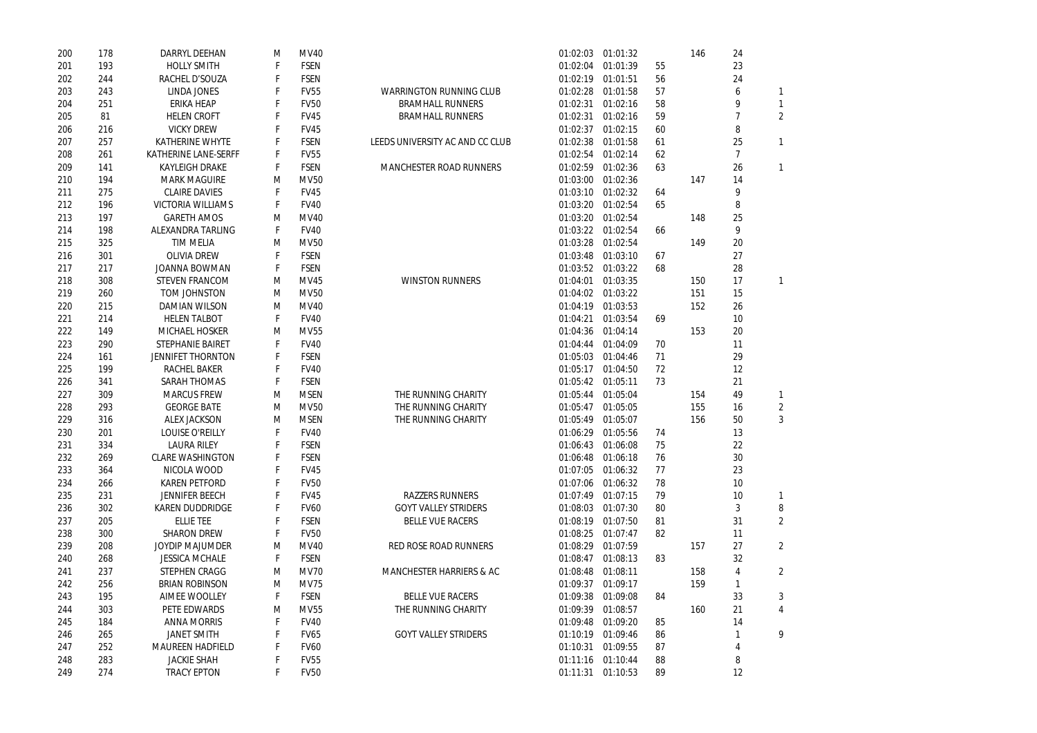| | | | | | | | | | | | |
|---|---|---|---|---|---|---|---|---|---|---|---|
| 200 | 178 | DARRYL DEEHAN | M | MV40 | | 01:02:03 | 01:01:32 | | 146 | 24 | |
| 201 | 193 | HOLLY SMITH | F | FSEN | | 01:02:04 | 01:01:39 | 55 | | 23 | |
| 202 | 244 | RACHEL D'SOUZA | F | FSEN | | 01:02:19 | 01:01:51 | 56 | | 24 | |
| 203 | 243 | LINDA JONES | F | FV55 | WARRINGTON RUNNING CLUB | 01:02:28 | 01:01:58 | 57 | | 6 | 1 |
| 204 | 251 | ERIKA HEAP | F | FV50 | BRAMHALL RUNNERS | 01:02:31 | 01:02:16 | 58 | | 9 | 1 |
| 205 | 81 | HELEN CROFT | F | FV45 | BRAMHALL RUNNERS | 01:02:31 | 01:02:16 | 59 | | 7 | 2 |
| 206 | 216 | VICKY DREW | F | FV45 | | 01:02:37 | 01:02:15 | 60 | | 8 | |
| 207 | 257 | KATHERINE WHYTE | F | FSEN | LEEDS UNIVERSITY AC AND CC CLUB | 01:02:38 | 01:01:58 | 61 | | 25 | 1 |
| 208 | 261 | KATHERINE LANE-SERFF | F | FV55 | | 01:02:54 | 01:02:14 | 62 | | 7 | |
| 209 | 141 | KAYLEIGH DRAKE | F | FSEN | MANCHESTER ROAD RUNNERS | 01:02:59 | 01:02:36 | 63 | | 26 | 1 |
| 210 | 194 | MARK MAGUIRE | M | MV50 | | 01:03:00 | 01:02:36 | | 147 | 14 | |
| 211 | 275 | CLAIRE DAVIES | F | FV45 | | 01:03:10 | 01:02:32 | 64 | | 9 | |
| 212 | 196 | VICTORIA WILLIAMS | F | FV40 | | 01:03:20 | 01:02:54 | 65 | | 8 | |
| 213 | 197 | GARETH AMOS | M | MV40 | | 01:03:20 | 01:02:54 | | 148 | 25 | |
| 214 | 198 | ALEXANDRA TARLING | F | FV40 | | 01:03:22 | 01:02:54 | 66 | | 9 | |
| 215 | 325 | TIM MELIA | M | MV50 | | 01:03:28 | 01:02:54 | | 149 | 20 | |
| 216 | 301 | OLIVIA DREW | F | FSEN | | 01:03:48 | 01:03:10 | 67 | | 27 | |
| 217 | 217 | JOANNA BOWMAN | F | FSEN | | 01:03:52 | 01:03:22 | 68 | | 28 | |
| 218 | 308 | STEVEN FRANCOM | M | MV45 | WINSTON RUNNERS | 01:04:01 | 01:03:35 | | 150 | 17 | 1 |
| 219 | 260 | TOM JOHNSTON | M | MV50 | | 01:04:02 | 01:03:22 | | 151 | 15 | |
| 220 | 215 | DAMIAN WILSON | M | MV40 | | 01:04:19 | 01:03:53 | | 152 | 26 | |
| 221 | 214 | HELEN TALBOT | F | FV40 | | 01:04:21 | 01:03:54 | 69 | | 10 | |
| 222 | 149 | MICHAEL HOSKER | M | MV55 | | 01:04:36 | 01:04:14 | | 153 | 20 | |
| 223 | 290 | STEPHANIE BAIRET | F | FV40 | | 01:04:44 | 01:04:09 | 70 | | 11 | |
| 224 | 161 | JENNIFET THORNTON | F | FSEN | | 01:05:03 | 01:04:46 | 71 | | 29 | |
| 225 | 199 | RACHEL BAKER | F | FV40 | | 01:05:17 | 01:04:50 | 72 | | 12 | |
| 226 | 341 | SARAH THOMAS | F | FSEN | | 01:05:42 | 01:05:11 | 73 | | 21 | |
| 227 | 309 | MARCUS FREW | M | MSEN | THE RUNNING CHARITY | 01:05:44 | 01:05:04 | | 154 | 49 | 1 |
| 228 | 293 | GEORGE BATE | M | MV50 | THE RUNNING CHARITY | 01:05:47 | 01:05:05 | | 155 | 16 | 2 |
| 229 | 316 | ALEX JACKSON | M | MSEN | THE RUNNING CHARITY | 01:05:49 | 01:05:07 | | 156 | 50 | 3 |
| 230 | 201 | LOUISE O'REILLY | F | FV40 | | 01:06:29 | 01:05:56 | 74 | | 13 | |
| 231 | 334 | LAURA RILEY | F | FSEN | | 01:06:43 | 01:06:08 | 75 | | 22 | |
| 232 | 269 | CLARE WASHINGTON | F | FSEN | | 01:06:48 | 01:06:18 | 76 | | 30 | |
| 233 | 364 | NICOLA WOOD | F | FV45 | | 01:07:05 | 01:06:32 | 77 | | 23 | |
| 234 | 266 | KAREN PETFORD | F | FV50 | | 01:07:06 | 01:06:32 | 78 | | 10 | |
| 235 | 231 | JENNIFER BEECH | F | FV45 | RAZZERS RUNNERS | 01:07:49 | 01:07:15 | 79 | | 10 | 1 |
| 236 | 302 | KAREN DUDDRIDGE | F | FV60 | GOYT VALLEY STRIDERS | 01:08:03 | 01:07:30 | 80 | | 3 | 8 |
| 237 | 205 | ELLIE TEE | F | FSEN | BELLE VUE RACERS | 01:08:19 | 01:07:50 | 81 | | 31 | 2 |
| 238 | 300 | SHARON DREW | F | FV50 | | 01:08:25 | 01:07:47 | 82 | | 11 | |
| 239 | 208 | JOYDIP MAJUMDER | M | MV40 | RED ROSE ROAD RUNNERS | 01:08:29 | 01:07:59 | | 157 | 27 | 2 |
| 240 | 268 | JESSICA MCHALE | F | FSEN | | 01:08:47 | 01:08:13 | 83 | | 32 | |
| 241 | 237 | STEPHEN CRAGG | M | MV70 | MANCHESTER HARRIERS & AC | 01:08:48 | 01:08:11 | | 158 | 4 | 2 |
| 242 | 256 | BRIAN ROBINSON | M | MV75 | | 01:09:37 | 01:09:17 | | 159 | 1 | |
| 243 | 195 | AIMEE WOOLLEY | F | FSEN | BELLE VUE RACERS | 01:09:38 | 01:09:08 | 84 | | 33 | 3 |
| 244 | 303 | PETE EDWARDS | M | MV55 | THE RUNNING CHARITY | 01:09:39 | 01:08:57 | | 160 | 21 | 4 |
| 245 | 184 | ANNA MORRIS | F | FV40 | | 01:09:48 | 01:09:20 | 85 | | 14 | |
| 246 | 265 | JANET SMITH | F | FV65 | GOYT VALLEY STRIDERS | 01:10:19 | 01:09:46 | 86 | | 1 | 9 |
| 247 | 252 | MAUREEN HADFIELD | F | FV60 | | 01:10:31 | 01:09:55 | 87 | | 4 | |
| 248 | 283 | JACKIE SHAH | F | FV55 | | 01:11:16 | 01:10:44 | 88 | | 8 | |
| 249 | 274 | TRACY EPTON | F | FV50 | | 01:11:31 | 01:10:53 | 89 | | 12 | |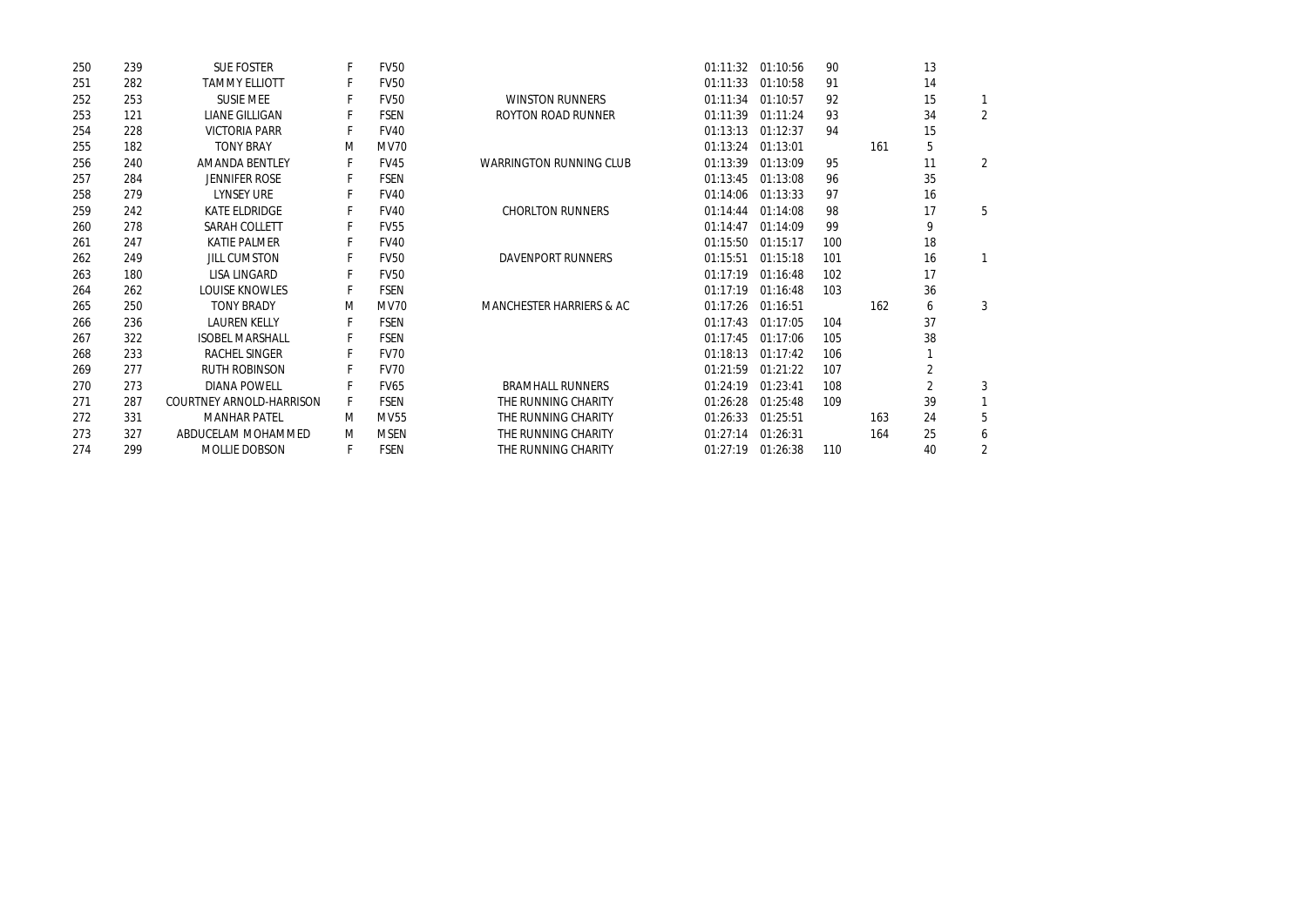| | | | | | | | | | | | |
|---|---|---|---|---|---|---|---|---|---|---|---|
| 250 | 239 | SUE FOSTER | F | FV50 | | 01:11:32 | 01:10:56 | 90 | | 13 | |
| 251 | 282 | TAMMY ELLIOTT | F | FV50 | | 01:11:33 | 01:10:58 | 91 | | 14 | |
| 252 | 253 | SUSIE MEE | F | FV50 | WINSTON RUNNERS | 01:11:34 | 01:10:57 | 92 | | 15 | 1 |
| 253 | 121 | LIANE GILLIGAN | F | FSEN | ROYTON ROAD RUNNER | 01:11:39 | 01:11:24 | 93 | | 34 | 2 |
| 254 | 228 | VICTORIA PARR | F | FV40 | | 01:13:13 | 01:12:37 | 94 | | 15 | |
| 255 | 182 | TONY BRAY | M | MV70 | | 01:13:24 | 01:13:01 | | 161 | 5 | |
| 256 | 240 | AMANDA BENTLEY | F | FV45 | WARRINGTON RUNNING CLUB | 01:13:39 | 01:13:09 | 95 | | 11 | 2 |
| 257 | 284 | JENNIFER ROSE | F | FSEN | | 01:13:45 | 01:13:08 | 96 | | 35 | |
| 258 | 279 | LYNSEY URE | F | FV40 | | 01:14:06 | 01:13:33 | 97 | | 16 | |
| 259 | 242 | KATE ELDRIDGE | F | FV40 | CHORLTON RUNNERS | 01:14:44 | 01:14:08 | 98 | | 17 | 5 |
| 260 | 278 | SARAH COLLETT | F | FV55 | | 01:14:47 | 01:14:09 | 99 | | 9 | |
| 261 | 247 | KATIE PALMER | F | FV40 | | 01:15:50 | 01:15:17 | 100 | | 18 | |
| 262 | 249 | JILL CUMSTON | F | FV50 | DAVENPORT RUNNERS | 01:15:51 | 01:15:18 | 101 | | 16 | 1 |
| 263 | 180 | LISA LINGARD | F | FV50 | | 01:17:19 | 01:16:48 | 102 | | 17 | |
| 264 | 262 | LOUISE KNOWLES | F | FSEN | | 01:17:19 | 01:16:48 | 103 | | 36 | |
| 265 | 250 | TONY BRADY | M | MV70 | MANCHESTER HARRIERS & AC | 01:17:26 | 01:16:51 | | 162 | 6 | 3 |
| 266 | 236 | LAUREN KELLY | F | FSEN | | 01:17:43 | 01:17:05 | 104 | | 37 | |
| 267 | 322 | ISOBEL MARSHALL | F | FSEN | | 01:17:45 | 01:17:06 | 105 | | 38 | |
| 268 | 233 | RACHEL SINGER | F | FV70 | | 01:18:13 | 01:17:42 | 106 | | 1 | |
| 269 | 277 | RUTH ROBINSON | F | FV70 | | 01:21:59 | 01:21:22 | 107 | | 2 | |
| 270 | 273 | DIANA POWELL | F | FV65 | BRAMHALL RUNNERS | 01:24:19 | 01:23:41 | 108 | | 2 | 3 |
| 271 | 287 | COURTNEY ARNOLD-HARRISON | F | FSEN | THE RUNNING CHARITY | 01:26:28 | 01:25:48 | 109 | | 39 | 1 |
| 272 | 331 | MANHAR PATEL | M | MV55 | THE RUNNING CHARITY | 01:26:33 | 01:25:51 | | 163 | 24 | 5 |
| 273 | 327 | ABDUCELAM MOHAMMED | M | MSEN | THE RUNNING CHARITY | 01:27:14 | 01:26:31 | | 164 | 25 | 6 |
| 274 | 299 | MOLLIE DOBSON | F | FSEN | THE RUNNING CHARITY | 01:27:19 | 01:26:38 | 110 | | 40 | 2 |